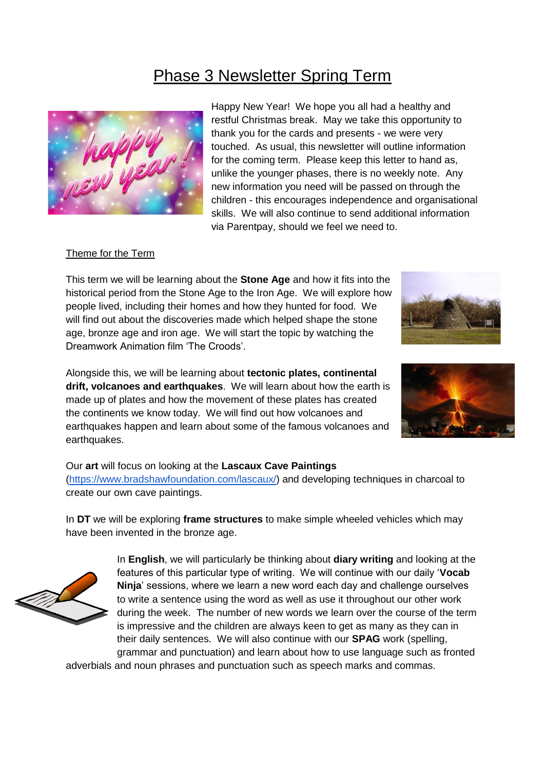# Phase 3 Newsletter Spring Term

Happy New Year! We hope you all had a healthy and restful Christmas break. May we take this opportunity to thank you for the cards and presents - we were very touched. As usual, this newsletter will outline information for the coming term. Please keep this letter to hand as, unlike the younger phases, there is no weekly note. Any new information you need will be passed on through the children - this encourages independence and organisational skills. We will also continue to send additional information via Parentpay, should we feel we need to.

## Theme for the Term

This term we will be learning about the **Stone Age** and how it fits into the historical period from the Stone Age to the Iron Age. We will explore how people lived, including their homes and how they hunted for food. We will find out about the discoveries made which helped shape the stone age, bronze age and iron age. We will start the topic by watching the Dreamwork Animation film 'The Croods'.

Alongside this, we will be learning about **tectonic plates, continental drift, volcanoes and earthquakes**. We will learn about how the earth is made up of plates and how the movement of these plates has created the continents we know today. We will find out how volcanoes and earthquakes happen and learn about some of the famous volcanoes and earthquakes.

Our **art** will focus on looking at the **Lascaux Cave Paintings** (https://www.bradshawfoundation.com/lascaux/) and developing techniques in charcoal to create our own cave paintings.

In **DT** we will be exploring **frame structures** to make simple wheeled vehicles which may have been invented in the bronze age.

In **English**, we will particularly be thinking about **diary writing** and looking at the features of this particular type of writing. We will continue with our daily '**Vocab Ninja**' sessions, where we learn a new word each day and challenge ourselves to write a sentence using the word as well as use it throughout our other work during the week. The number of new words we learn over the course of the term is impressive and the children are always keen to get as many as they can in their daily sentences. We will also continue with our **SPAG** work (spelling, grammar and punctuation) and learn about how to use language such as fronted adverbials and noun phrases and punctuation such as speech marks and commas.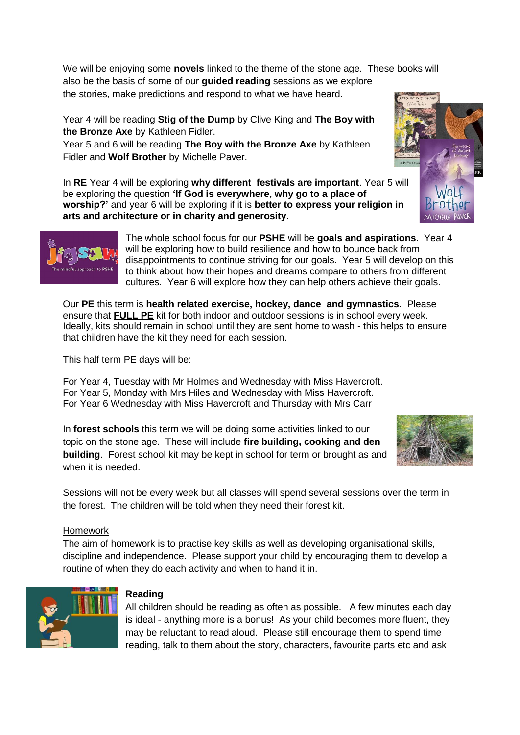We will be enjoying some **novels** linked to the theme of the stone age. These books will also be the basis of some of our **guided reading** sessions as we explore the stories, make predictions and respond to what we have heard.

Year 4 will be reading **Stig of the Dump** by Clive King and **The Boy with the Bronze Axe** by Kathleen Fidler.
Year 5 and 6 will be reading **The Boy with the Bronze Axe** by Kathleen Fidler and **Wolf Brother** by Michelle Paver.

In **RE** Year 4 will be exploring **why different festivals are important**. Year 5 will be exploring the question **'If God is everywhere, why go to a place of worship?'** and year 6 will be exploring if it is **better to express your religion in arts and architecture or in charity and generosity**.

The whole school focus for our **PSHE** will be **goals and aspirations**. Year 4 will be exploring how to build resilience and how to bounce back from disappointments to continue striving for our goals. Year 5 will develop on this to think about how their hopes and dreams compare to others from different cultures. Year 6 will explore how they can help others achieve their goals.

Our **PE** this term is **health related exercise, hockey, dance and gymnastics**. Please ensure that **FULL PE** kit for both indoor and outdoor sessions is in school every week. Ideally, kits should remain in school until they are sent home to wash - this helps to ensure that children have the kit they need for each session.

This half term PE days will be:

For Year 4, Tuesday with Mr Holmes and Wednesday with Miss Havercroft.
For Year 5, Monday with Mrs Hiles and Wednesday with Miss Havercroft.
For Year 6 Wednesday with Miss Havercroft and Thursday with Mrs Carr

In **forest schools** this term we will be doing some activities linked to our topic on the stone age. These will include **fire building, cooking and den building**. Forest school kit may be kept in school for term or brought as and when it is needed.

Sessions will not be every week but all classes will spend several sessions over the term in the forest. The children will be told when they need their forest kit.

## Homework

The aim of homework is to practise key skills as well as developing organisational skills, discipline and independence. Please support your child by encouraging them to develop a routine of when they do each activity and when to hand it in.

### Reading

All children should be reading as often as possible. A few minutes each day is ideal - anything more is a bonus! As your child becomes more fluent, they may be reluctant to read aloud. Please still encourage them to spend time reading, talk to them about the story, characters, favourite parts etc and ask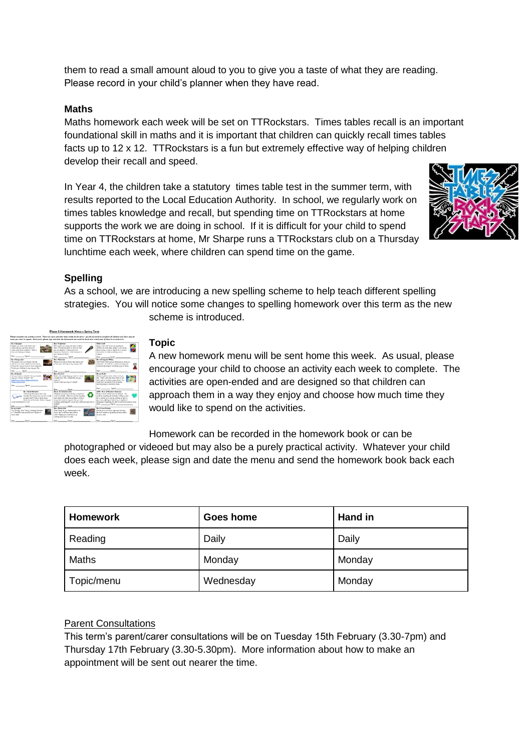them to read a small amount aloud to you to give you a taste of what they are reading. Please record in your child's planner when they have read.

**Maths**

Maths homework each week will be set on TTRockstars. Times tables recall is an important foundational skill in maths and it is important that children can quickly recall times tables facts up to 12 x 12. TTRockstars is a fun but extremely effective way of helping children develop their recall and speed.

In Year 4, the children take a statutory times table test in the summer term, with results reported to the Local Education Authority. In school, we regularly work on times tables knowledge and recall, but spending time on TTRockstars at home supports the work we are doing in school. If it is difficult for your child to spend time on TTRockstars at home, Mr Sharpe runs a TTRockstars club on a Thursday lunchtime each week, where children can spend time on the game.

**Spelling**

As a school, we are introducing a new spelling scheme to help teach different spelling strategies. You will notice some changes to spelling homework over this term as the new scheme is introduced.

**Topic**

A new homework menu will be sent home this week. As usual, please encourage your child to choose an activity each week to complete. The activities are open-ended and are designed so that children can approach them in a way they enjoy and choose how much time they would like to spend on the activities.

Homework can be recorded in the homework book or can be photographed or videoed but may also be a purely practical activity. Whatever your child does each week, please sign and date the menu and send the homework book back each week.

| Homework | Goes home | Hand in |
| --- | --- | --- |
| Reading | Daily | Daily |
| Maths | Monday | Monday |
| Topic/menu | Wednesday | Monday |

<u>Parent Consultations</u>

This term's parent/carer consultations will be on Tuesday 15th February (3.30-7pm) and Thursday 17th February (3.30-5.30pm). More information about how to make an appointment will be sent out nearer the time.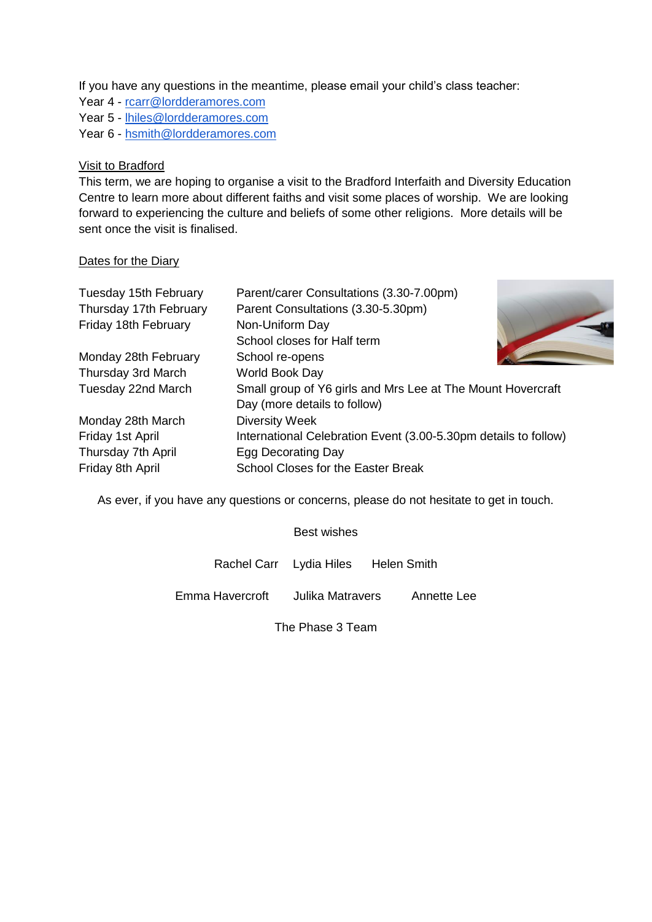If you have any questions in the meantime, please email your child's class teacher:
Year 4 - rcarr@lordderamores.com
Year 5 - lhiles@lordderamores.com
Year 6 - hsmith@lordderamores.com

Visit to Bradford

This term, we are hoping to organise a visit to the Bradford Interfaith and Diversity Education Centre to learn more about different faiths and visit some places of worship. We are looking forward to experiencing the culture and beliefs of some other religions. More details will be sent once the visit is finalised.

Dates for the Diary

| | |
|---|---|
| Tuesday 15th February | Parent/carer Consultations (3.30-7.00pm) |
| Thursday 17th February | Parent Consultations (3.30-5.30pm) |
| Friday 18th February | Non-Uniform Day<br>School closes for Half term |
| Monday 28th February | School re-opens |
| Thursday 3rd March | World Book Day |
| Tuesday 22nd March | Small group of Y6 girls and Mrs Lee at The Mount Hovercraft Day (more details to follow) |
| Monday 28th March | Diversity Week |
| Friday 1st April | International Celebration Event (3.00-5.30pm details to follow) |
| Thursday 7th April | Egg Decorating Day |
| Friday 8th April | School Closes for the Easter Break |

As ever, if you have any questions or concerns, please do not hesitate to get in touch.

Best wishes

Rachel Carr    Lydia Hiles    Helen Smith

Emma Havercroft    Julika Matravers    Annette Lee

The Phase 3 Team